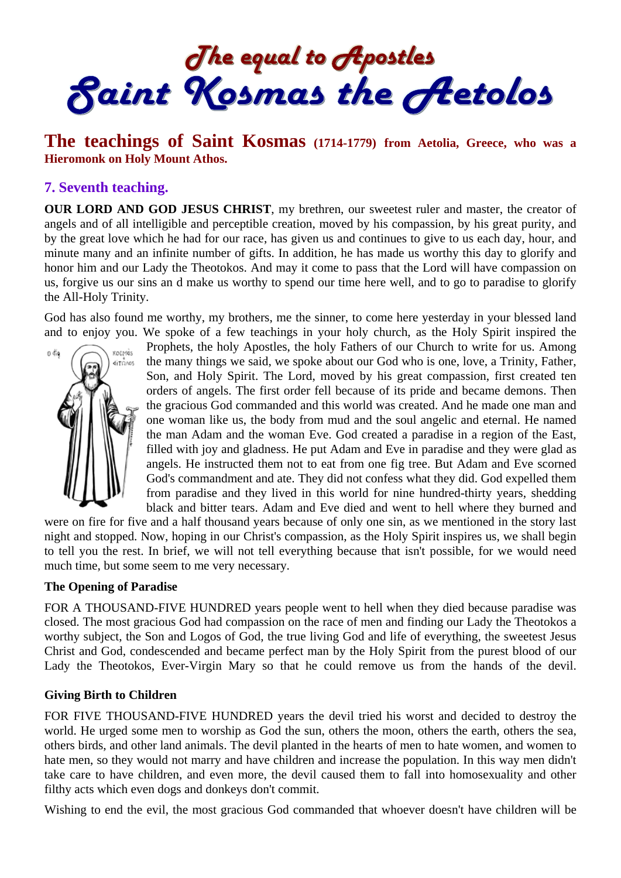# The equal to Apostles
# Saint Kosmas the Aetolos

## The teachings of Saint Kosmas (1714-1779) from Aetolia, Greece, who was a Hieromonk on Holy Mount Athos.

### 7. Seventh teaching.

**OUR LORD AND GOD JESUS CHRIST**, my brethren, our sweetest ruler and master, the creator of angels and of all intelligible and perceptible creation, moved by his compassion, by his great purity, and by the great love which he had for our race, has given us and continues to give to us each day, hour, and minute many and an infinite number of gifts. In addition, he has made us worthy this day to glorify and honor him and our Lady the Theotokos. And may it come to pass that the Lord will have compassion on us, forgive us our sins an d make us worthy to spend our time here well, and to go to paradise to glorify the All-Holy Trinity.

God has also found me worthy, my brothers, me the sinner, to come here yesterday in your blessed land and to enjoy you. We spoke of a few teachings in your holy church, as the Holy Spirit inspired the Prophets, the holy Apostles, the holy Fathers of our Church to write for us. Among the many things we said, we spoke about our God who is one, love, a Trinity, Father, Son, and Holy Spirit. The Lord, moved by his great compassion, first created ten orders of angels. The first order fell because of its pride and became demons. Then the gracious God commanded and this world was created. And he made one man and one woman like us, the body from mud and the soul angelic and eternal. He named the man Adam and the woman Eve. God created a paradise in a region of the East, filled with joy and gladness. He put Adam and Eve in paradise and they were glad as angels. He instructed them not to eat from one fig tree. But Adam and Eve scorned God's commandment and ate. They did not confess what they did. God expelled them from paradise and they lived in this world for nine hundred-thirty years, shedding black and bitter tears. Adam and Eve died and went to hell where they burned and were on fire for five and a half thousand years because of only one sin, as we mentioned in the story last night and stopped. Now, hoping in our Christ's compassion, as the Holy Spirit inspires us, we shall begin to tell you the rest. In brief, we will not tell everything because that isn't possible, for we would need much time, but some seem to me very necessary.

#### The Opening of Paradise

FOR A THOUSAND-FIVE HUNDRED years people went to hell when they died because paradise was closed. The most gracious God had compassion on the race of men and finding our Lady the Theotokos a worthy subject, the Son and Logos of God, the true living God and life of everything, the sweetest Jesus Christ and God, condescended and became perfect man by the Holy Spirit from the purest blood of our Lady the Theotokos, Ever-Virgin Mary so that he could remove us from the hands of the devil.

#### Giving Birth to Children

FOR FIVE THOUSAND-FIVE HUNDRED years the devil tried his worst and decided to destroy the world. He urged some men to worship as God the sun, others the moon, others the earth, others the sea, others birds, and other land animals. The devil planted in the hearts of men to hate women, and women to hate men, so they would not marry and have children and increase the population. In this way men didn't take care to have children, and even more, the devil caused them to fall into homosexuality and other filthy acts which even dogs and donkeys don't commit.

Wishing to end the evil, the most gracious God commanded that whoever doesn't have children will be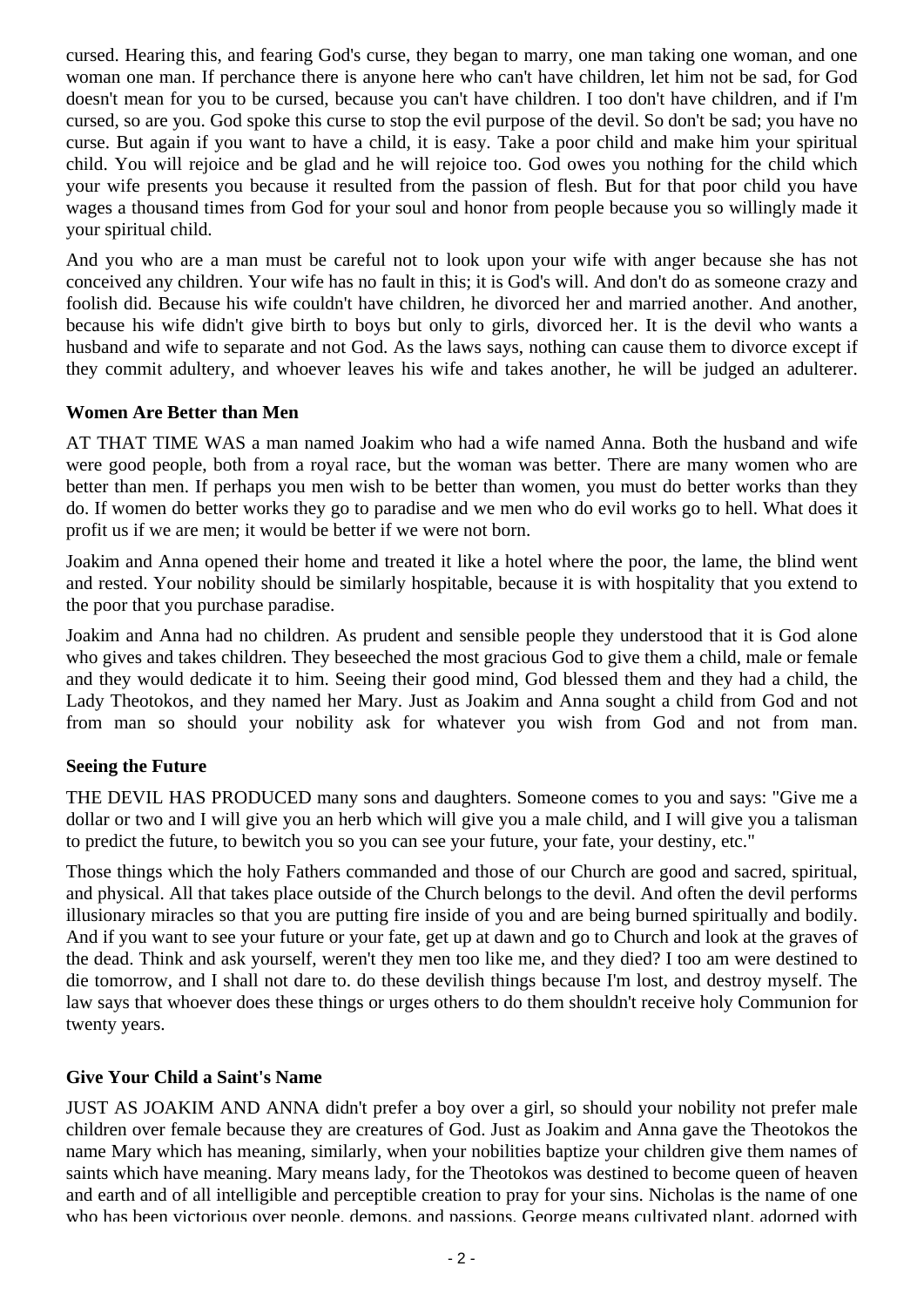cursed. Hearing this, and fearing God's curse, they began to marry, one man taking one woman, and one woman one man. If perchance there is anyone here who can't have children, let him not be sad, for God doesn't mean for you to be cursed, because you can't have children. I too don't have children, and if I'm cursed, so are you. God spoke this curse to stop the evil purpose of the devil. So don't be sad; you have no curse. But again if you want to have a child, it is easy. Take a poor child and make him your spiritual child. You will rejoice and be glad and he will rejoice too. God owes you nothing for the child which your wife presents you because it resulted from the passion of flesh. But for that poor child you have wages a thousand times from God for your soul and honor from people because you so willingly made it your spiritual child.

And you who are a man must be careful not to look upon your wife with anger because she has not conceived any children. Your wife has no fault in this; it is God's will. And don't do as someone crazy and foolish did. Because his wife couldn't have children, he divorced her and married another. And another, because his wife didn't give birth to boys but only to girls, divorced her. It is the devil who wants a husband and wife to separate and not God. As the laws says, nothing can cause them to divorce except if they commit adultery, and whoever leaves his wife and takes another, he will be judged an adulterer.

**Women Are Better than Men**

AT THAT TIME WAS a man named Joakim who had a wife named Anna. Both the husband and wife were good people, both from a royal race, but the woman was better. There are many women who are better than men. If perhaps you men wish to be better than women, you must do better works than they do. If women do better works they go to paradise and we men who do evil works go to hell. What does it profit us if we are men; it would be better if we were not born.

Joakim and Anna opened their home and treated it like a hotel where the poor, the lame, the blind went and rested. Your nobility should be similarly hospitable, because it is with hospitality that you extend to the poor that you purchase paradise.

Joakim and Anna had no children. As prudent and sensible people they understood that it is God alone who gives and takes children. They beseeched the most gracious God to give them a child, male or female and they would dedicate it to him. Seeing their good mind, God blessed them and they had a child, the Lady Theotokos, and they named her Mary. Just as Joakim and Anna sought a child from God and not from man so should your nobility ask for whatever you wish from God and not from man.

**Seeing the Future**

THE DEVIL HAS PRODUCED many sons and daughters. Someone comes to you and says: "Give me a dollar or two and I will give you an herb which will give you a male child, and I will give you a talisman to predict the future, to bewitch you so you can see your future, your fate, your destiny, etc."

Those things which the holy Fathers commanded and those of our Church are good and sacred, spiritual, and physical. All that takes place outside of the Church belongs to the devil. And often the devil performs illusionary miracles so that you are putting fire inside of you and are being burned spiritually and bodily. And if you want to see your future or your fate, get up at dawn and go to Church and look at the graves of the dead. Think and ask yourself, weren't they men too like me, and they died? I too am were destined to die tomorrow, and I shall not dare to. do these devilish things because I'm lost, and destroy myself. The law says that whoever does these things or urges others to do them shouldn't receive holy Communion for twenty years.

**Give Your Child a Saint's Name**

JUST AS JOAKIM AND ANNA didn't prefer a boy over a girl, so should your nobility not prefer male children over female because they are creatures of God. Just as Joakim and Anna gave the Theotokos the name Mary which has meaning, similarly, when your nobilities baptize your children give them names of saints which have meaning. Mary means lady, for the Theotokos was destined to become queen of heaven and earth and of all intelligible and perceptible creation to pray for your sins. Nicholas is the name of one who has been victorious over people, demons, and passions. George means cultivated plant, adorned with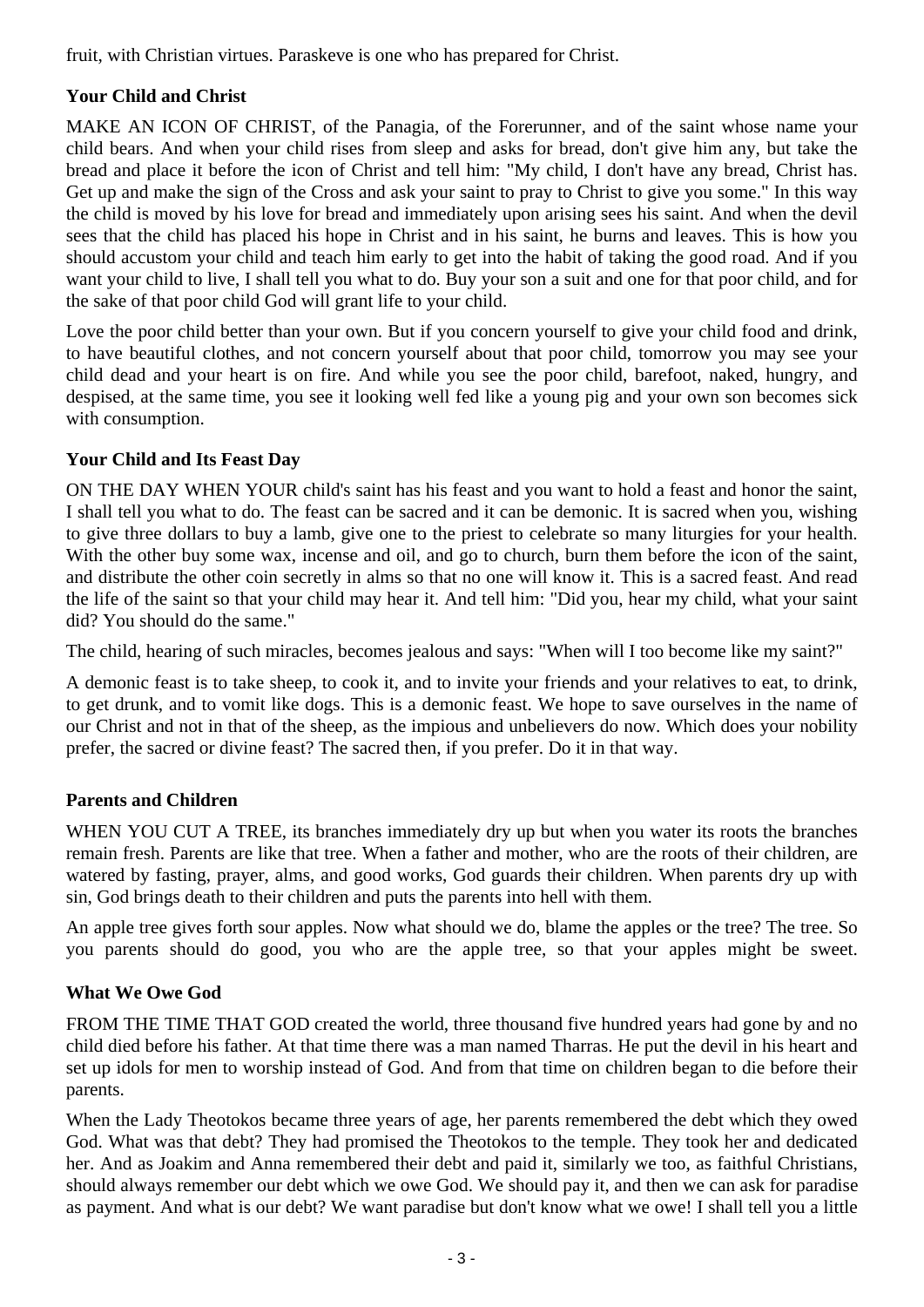fruit, with Christian virtues. Paraskeve is one who has prepared for Christ.

### Your Child and Christ

MAKE AN ICON OF CHRIST, of the Panagia, of the Forerunner, and of the saint whose name your child bears. And when your child rises from sleep and asks for bread, don't give him any, but take the bread and place it before the icon of Christ and tell him: "My child, I don't have any bread, Christ has. Get up and make the sign of the Cross and ask your saint to pray to Christ to give you some." In this way the child is moved by his love for bread and immediately upon arising sees his saint. And when the devil sees that the child has placed his hope in Christ and in his saint, he burns and leaves. This is how you should accustom your child and teach him early to get into the habit of taking the good road. And if you want your child to live, I shall tell you what to do. Buy your son a suit and one for that poor child, and for the sake of that poor child God will grant life to your child.

Love the poor child better than your own. But if you concern yourself to give your child food and drink, to have beautiful clothes, and not concern yourself about that poor child, tomorrow you may see your child dead and your heart is on fire. And while you see the poor child, barefoot, naked, hungry, and despised, at the same time, you see it looking well fed like a young pig and your own son becomes sick with consumption.

### Your Child and Its Feast Day

ON THE DAY WHEN YOUR child's saint has his feast and you want to hold a feast and honor the saint, I shall tell you what to do. The feast can be sacred and it can be demonic. It is sacred when you, wishing to give three dollars to buy a lamb, give one to the priest to celebrate so many liturgies for your health. With the other buy some wax, incense and oil, and go to church, burn them before the icon of the saint, and distribute the other coin secretly in alms so that no one will know it. This is a sacred feast. And read the life of the saint so that your child may hear it. And tell him: "Did you, hear my child, what your saint did? You should do the same."

The child, hearing of such miracles, becomes jealous and says: "When will I too become like my saint?"

A demonic feast is to take sheep, to cook it, and to invite your friends and your relatives to eat, to drink, to get drunk, and to vomit like dogs. This is a demonic feast. We hope to save ourselves in the name of our Christ and not in that of the sheep, as the impious and unbelievers do now. Which does your nobility prefer, the sacred or divine feast? The sacred then, if you prefer. Do it in that way.

### Parents and Children

WHEN YOU CUT A TREE, its branches immediately dry up but when you water its roots the branches remain fresh. Parents are like that tree. When a father and mother, who are the roots of their children, are watered by fasting, prayer, alms, and good works, God guards their children. When parents dry up with sin, God brings death to their children and puts the parents into hell with them.

An apple tree gives forth sour apples. Now what should we do, blame the apples or the tree? The tree. So you parents should do good, you who are the apple tree, so that your apples might be sweet.

### What We Owe God

FROM THE TIME THAT GOD created the world, three thousand five hundred years had gone by and no child died before his father. At that time there was a man named Tharras. He put the devil in his heart and set up idols for men to worship instead of God. And from that time on children began to die before their parents.

When the Lady Theotokos became three years of age, her parents remembered the debt which they owed God. What was that debt? They had promised the Theotokos to the temple. They took her and dedicated her. And as Joakim and Anna remembered their debt and paid it, similarly we too, as faithful Christians, should always remember our debt which we owe God. We should pay it, and then we can ask for paradise as payment. And what is our debt? We want paradise but don't know what we owe! I shall tell you a little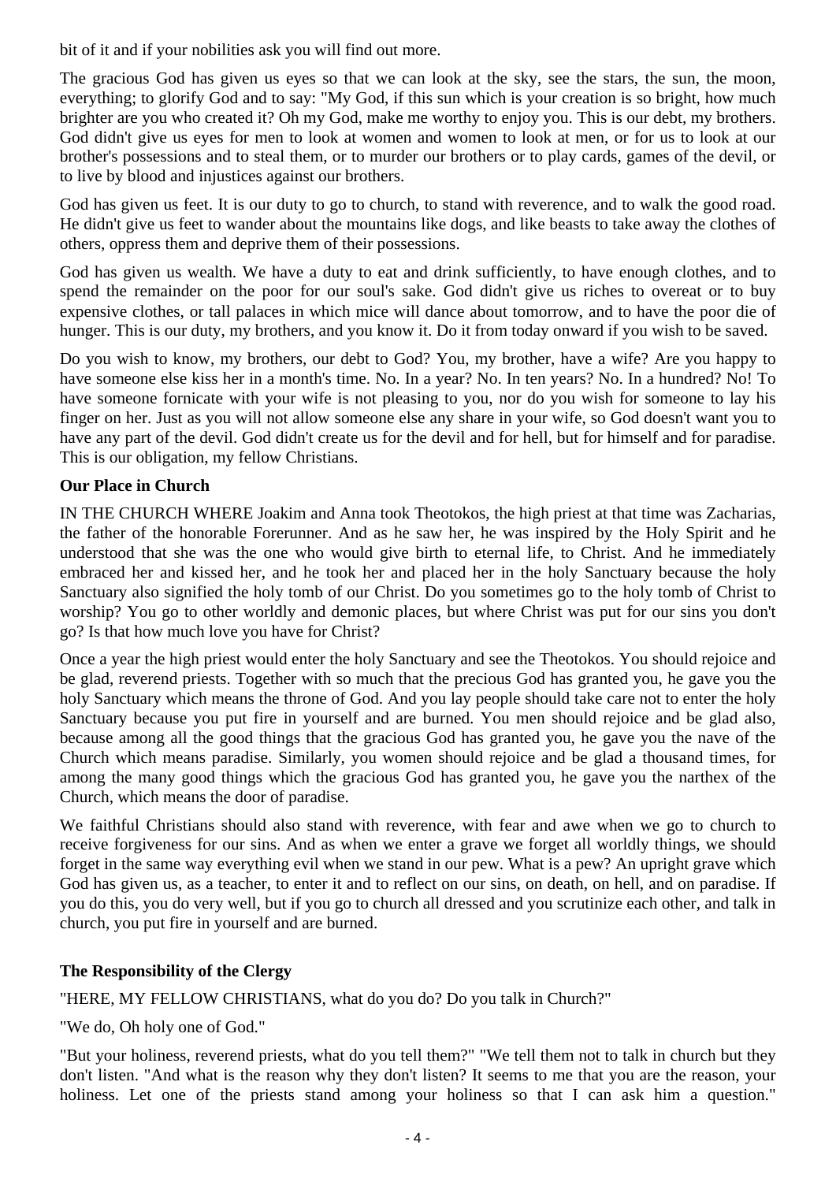bit of it and if your nobilities ask you will find out more.

The gracious God has given us eyes so that we can look at the sky, see the stars, the sun, the moon, everything; to glorify God and to say: "My God, if this sun which is your creation is so bright, how much brighter are you who created it? Oh my God, make me worthy to enjoy you. This is our debt, my brothers. God didn't give us eyes for men to look at women and women to look at men, or for us to look at our brother's possessions and to steal them, or to murder our brothers or to play cards, games of the devil, or to live by blood and injustices against our brothers.

God has given us feet. It is our duty to go to church, to stand with reverence, and to walk the good road. He didn't give us feet to wander about the mountains like dogs, and like beasts to take away the clothes of others, oppress them and deprive them of their possessions.

God has given us wealth. We have a duty to eat and drink sufficiently, to have enough clothes, and to spend the remainder on the poor for our soul's sake. God didn't give us riches to overeat or to buy expensive clothes, or tall palaces in which mice will dance about tomorrow, and to have the poor die of hunger. This is our duty, my brothers, and you know it. Do it from today onward if you wish to be saved.

Do you wish to know, my brothers, our debt to God? You, my brother, have a wife? Are you happy to have someone else kiss her in a month's time. No. In a year? No. In ten years? No. In a hundred? No! To have someone fornicate with your wife is not pleasing to you, nor do you wish for someone to lay his finger on her. Just as you will not allow someone else any share in your wife, so God doesn't want you to have any part of the devil. God didn't create us for the devil and for hell, but for himself and for paradise. This is our obligation, my fellow Christians.

**Our Place in Church**

IN THE CHURCH WHERE Joakim and Anna took Theotokos, the high priest at that time was Zacharias, the father of the honorable Forerunner. And as he saw her, he was inspired by the Holy Spirit and he understood that she was the one who would give birth to eternal life, to Christ. And he immediately embraced her and kissed her, and he took her and placed her in the holy Sanctuary because the holy Sanctuary also signified the holy tomb of our Christ. Do you sometimes go to the holy tomb of Christ to worship? You go to other worldly and demonic places, but where Christ was put for our sins you don't go? Is that how much love you have for Christ?

Once a year the high priest would enter the holy Sanctuary and see the Theotokos. You should rejoice and be glad, reverend priests. Together with so much that the precious God has granted you, he gave you the holy Sanctuary which means the throne of God. And you lay people should take care not to enter the holy Sanctuary because you put fire in yourself and are burned. You men should rejoice and be glad also, because among all the good things that the gracious God has granted you, he gave you the nave of the Church which means paradise. Similarly, you women should rejoice and be glad a thousand times, for among the many good things which the gracious God has granted you, he gave you the narthex of the Church, which means the door of paradise.

We faithful Christians should also stand with reverence, with fear and awe when we go to church to receive forgiveness for our sins. And as when we enter a grave we forget all worldly things, we should forget in the same way everything evil when we stand in our pew. What is a pew? An upright grave which God has given us, as a teacher, to enter it and to reflect on our sins, on death, on hell, and on paradise. If you do this, you do very well, but if you go to church all dressed and you scrutinize each other, and talk in church, you put fire in yourself and are burned.

**The Responsibility of the Clergy**

"HERE, MY FELLOW CHRISTIANS, what do you do? Do you talk in Church?"

"We do, Oh holy one of God."

"But your holiness, reverend priests, what do you tell them?" "We tell them not to talk in church but they don't listen. "And what is the reason why they don't listen? It seems to me that you are the reason, your holiness. Let one of the priests stand among your holiness so that I can ask him a question."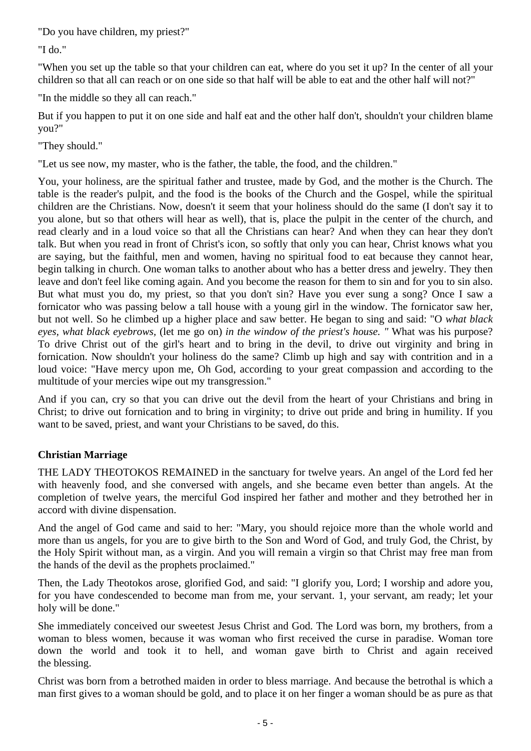"Do you have children, my priest?"

"I do."

"When you set up the table so that your children can eat, where do you set it up? In the center of all your children so that all can reach or on one side so that half will be able to eat and the other half will not?"

"In the middle so they all can reach."

But if you happen to put it on one side and half eat and the other half don't, shouldn't your children blame you?"

"They should."

"Let us see now, my master, who is the father, the table, the food, and the children."

You, your holiness, are the spiritual father and trustee, made by God, and the mother is the Church. The table is the reader's pulpit, and the food is the books of the Church and the Gospel, while the spiritual children are the Christians. Now, doesn't it seem that your holiness should do the same (I don't say it to you alone, but so that others will hear as well), that is, place the pulpit in the center of the church, and read clearly and in a loud voice so that all the Christians can hear? And when they can hear they don't talk. But when you read in front of Christ's icon, so softly that only you can hear, Christ knows what you are saying, but the faithful, men and women, having no spiritual food to eat because they cannot hear, begin talking in church. One woman talks to another about who has a better dress and jewelry. They then leave and don't feel like coming again. And you become the reason for them to sin and for you to sin also. But what must you do, my priest, so that you don't sin? Have you ever sung a song? Once I saw a fornicator who was passing below a tall house with a young girl in the window. The fornicator saw her, but not well. So he climbed up a higher place and saw better. He began to sing and said: "O *what black eyes, what black eyebrows,* (let me go on) *in the window of the priest's house. "* What was his purpose? To drive Christ out of the girl's heart and to bring in the devil, to drive out virginity and bring in fornication. Now shouldn't your holiness do the same? Climb up high and say with contrition and in a loud voice: "Have mercy upon me, Oh God, according to your great compassion and according to the multitude of your mercies wipe out my transgression."

And if you can, cry so that you can drive out the devil from the heart of your Christians and bring in Christ; to drive out fornication and to bring in virginity; to drive out pride and bring in humility. If you want to be saved, priest, and want your Christians to be saved, do this.

**Christian Marriage**

THE LADY THEOTOKOS REMAINED in the sanctuary for twelve years. An angel of the Lord fed her with heavenly food, and she conversed with angels, and she became even better than angels. At the completion of twelve years, the merciful God inspired her father and mother and they betrothed her in accord with divine dispensation.

And the angel of God came and said to her: "Mary, you should rejoice more than the whole world and more than us angels, for you are to give birth to the Son and Word of God, and truly God, the Christ, by the Holy Spirit without man, as a virgin. And you will remain a virgin so that Christ may free man from the hands of the devil as the prophets proclaimed."

Then, the Lady Theotokos arose, glorified God, and said: "I glorify you, Lord; I worship and adore you, for you have condescended to become man from me, your servant. 1, your servant, am ready; let your holy will be done."

She immediately conceived our sweetest Jesus Christ and God. The Lord was born, my brothers, from a woman to bless women, because it was woman who first received the curse in paradise. Woman tore down the world and took it to hell, and woman gave birth to Christ and again received the blessing.

Christ was born from a betrothed maiden in order to bless marriage. And because the betrothal is which a man first gives to a woman should be gold, and to place it on her finger a woman should be as pure as that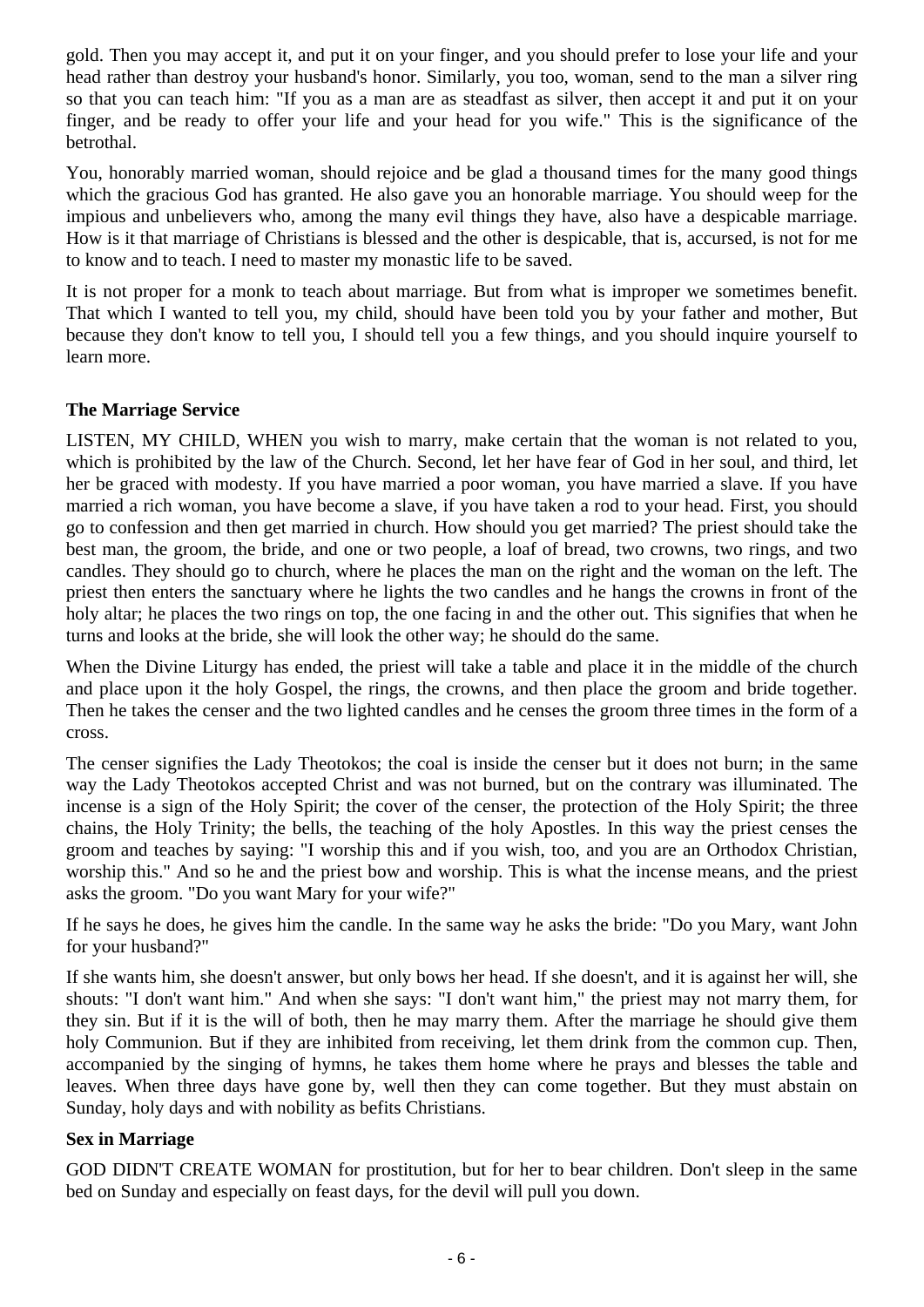gold. Then you may accept it, and put it on your finger, and you should prefer to lose your life and your head rather than destroy your husband's honor. Similarly, you too, woman, send to the man a silver ring so that you can teach him: "If you as a man are as steadfast as silver, then accept it and put it on your finger, and be ready to offer your life and your head for you wife." This is the significance of the betrothal.

You, honorably married woman, should rejoice and be glad a thousand times for the many good things which the gracious God has granted. He also gave you an honorable marriage. You should weep for the impious and unbelievers who, among the many evil things they have, also have a despicable marriage. How is it that marriage of Christians is blessed and the other is despicable, that is, accursed, is not for me to know and to teach. I need to master my monastic life to be saved.

It is not proper for a monk to teach about marriage. But from what is improper we sometimes benefit. That which I wanted to tell you, my child, should have been told you by your father and mother, But because they don't know to tell you, I should tell you a few things, and you should inquire yourself to learn more.

### The Marriage Service

LISTEN, MY CHILD, WHEN you wish to marry, make certain that the woman is not related to you, which is prohibited by the law of the Church. Second, let her have fear of God in her soul, and third, let her be graced with modesty. If you have married a poor woman, you have married a slave. If you have married a rich woman, you have become a slave, if you have taken a rod to your head. First, you should go to confession and then get married in church. How should you get married? The priest should take the best man, the groom, the bride, and one or two people, a loaf of bread, two crowns, two rings, and two candles. They should go to church, where he places the man on the right and the woman on the left. The priest then enters the sanctuary where he lights the two candles and he hangs the crowns in front of the holy altar; he places the two rings on top, the one facing in and the other out. This signifies that when he turns and looks at the bride, she will look the other way; he should do the same.

When the Divine Liturgy has ended, the priest will take a table and place it in the middle of the church and place upon it the holy Gospel, the rings, the crowns, and then place the groom and bride together. Then he takes the censer and the two lighted candles and he censes the groom three times in the form of a cross.

The censer signifies the Lady Theotokos; the coal is inside the censer but it does not burn; in the same way the Lady Theotokos accepted Christ and was not burned, but on the contrary was illuminated. The incense is a sign of the Holy Spirit; the cover of the censer, the protection of the Holy Spirit; the three chains, the Holy Trinity; the bells, the teaching of the holy Apostles. In this way the priest censes the groom and teaches by saying: "I worship this and if you wish, too, and you are an Orthodox Christian, worship this." And so he and the priest bow and worship. This is what the incense means, and the priest asks the groom. "Do you want Mary for your wife?"

If he says he does, he gives him the candle. In the same way he asks the bride: "Do you Mary, want John for your husband?"

If she wants him, she doesn't answer, but only bows her head. If she doesn't, and it is against her will, she shouts: "I don't want him." And when she says: "I don't want him," the priest may not marry them, for they sin. But if it is the will of both, then he may marry them. After the marriage he should give them holy Communion. But if they are inhibited from receiving, let them drink from the common cup. Then, accompanied by the singing of hymns, he takes them home where he prays and blesses the table and leaves. When three days have gone by, well then they can come together. But they must abstain on Sunday, holy days and with nobility as befits Christians.

### Sex in Marriage

GOD DIDN'T CREATE WOMAN for prostitution, but for her to bear children. Don't sleep in the same bed on Sunday and especially on feast days, for the devil will pull you down.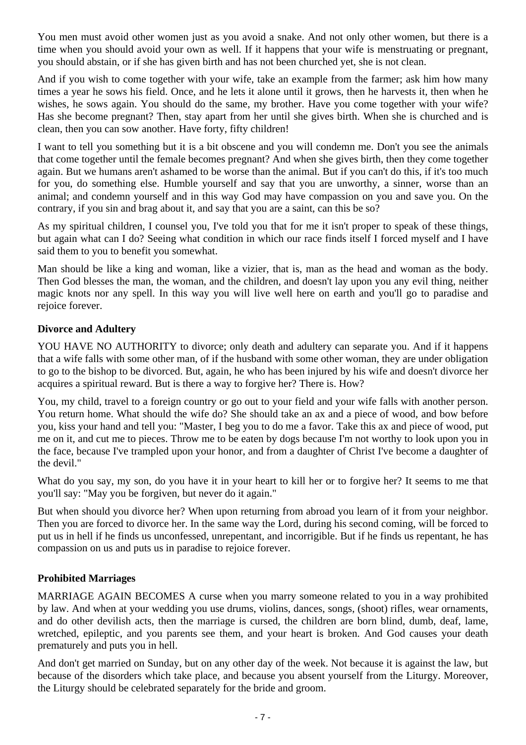You men must avoid other women just as you avoid a snake. And not only other women, but there is a time when you should avoid your own as well. If it happens that your wife is menstruating or pregnant, you should abstain, or if she has given birth and has not been churched yet, she is not clean.

And if you wish to come together with your wife, take an example from the farmer; ask him how many times a year he sows his field. Once, and he lets it alone until it grows, then he harvests it, then when he wishes, he sows again. You should do the same, my brother. Have you come together with your wife? Has she become pregnant? Then, stay apart from her until she gives birth. When she is churched and is clean, then you can sow another. Have forty, fifty children!

I want to tell you something but it is a bit obscene and you will condemn me. Don't you see the animals that come together until the female becomes pregnant? And when she gives birth, then they come together again. But we humans aren't ashamed to be worse than the animal. But if you can't do this, if it's too much for you, do something else. Humble yourself and say that you are unworthy, a sinner, worse than an animal; and condemn yourself and in this way God may have compassion on you and save you. On the contrary, if you sin and brag about it, and say that you are a saint, can this be so?

As my spiritual children, I counsel you, I've told you that for me it isn't proper to speak of these things, but again what can I do? Seeing what condition in which our race finds itself I forced myself and I have said them to you to benefit you somewhat.

Man should be like a king and woman, like a vizier, that is, man as the head and woman as the body. Then God blesses the man, the woman, and the children, and doesn't lay upon you any evil thing, neither magic knots nor any spell. In this way you will live well here on earth and you'll go to paradise and rejoice forever.

### Divorce and Adultery

YOU HAVE NO AUTHORITY to divorce; only death and adultery can separate you. And if it happens that a wife falls with some other man, of if the husband with some other woman, they are under obligation to go to the bishop to be divorced. But, again, he who has been injured by his wife and doesn't divorce her acquires a spiritual reward. But is there a way to forgive her? There is. How?

You, my child, travel to a foreign country or go out to your field and your wife falls with another person. You return home. What should the wife do? She should take an ax and a piece of wood, and bow before you, kiss your hand and tell you: "Master, I beg you to do me a favor. Take this ax and piece of wood, put me on it, and cut me to pieces. Throw me to be eaten by dogs because I'm not worthy to look upon you in the face, because I've trampled upon your honor, and from a daughter of Christ I've become a daughter of the devil."

What do you say, my son, do you have it in your heart to kill her or to forgive her? It seems to me that you'll say: "May you be forgiven, but never do it again."

But when should you divorce her? When upon returning from abroad you learn of it from your neighbor. Then you are forced to divorce her. In the same way the Lord, during his second coming, will be forced to put us in hell if he finds us unconfessed, unrepentant, and incorrigible. But if he finds us repentant, he has compassion on us and puts us in paradise to rejoice forever.

### Prohibited Marriages

MARRIAGE AGAIN BECOMES A curse when you marry someone related to you in a way prohibited by law. And when at your wedding you use drums, violins, dances, songs, (shoot) rifles, wear ornaments, and do other devilish acts, then the marriage is cursed, the children are born blind, dumb, deaf, lame, wretched, epileptic, and you parents see them, and your heart is broken. And God causes your death prematurely and puts you in hell.

And don't get married on Sunday, but on any other day of the week. Not because it is against the law, but because of the disorders which take place, and because you absent yourself from the Liturgy. Moreover, the Liturgy should be celebrated separately for the bride and groom.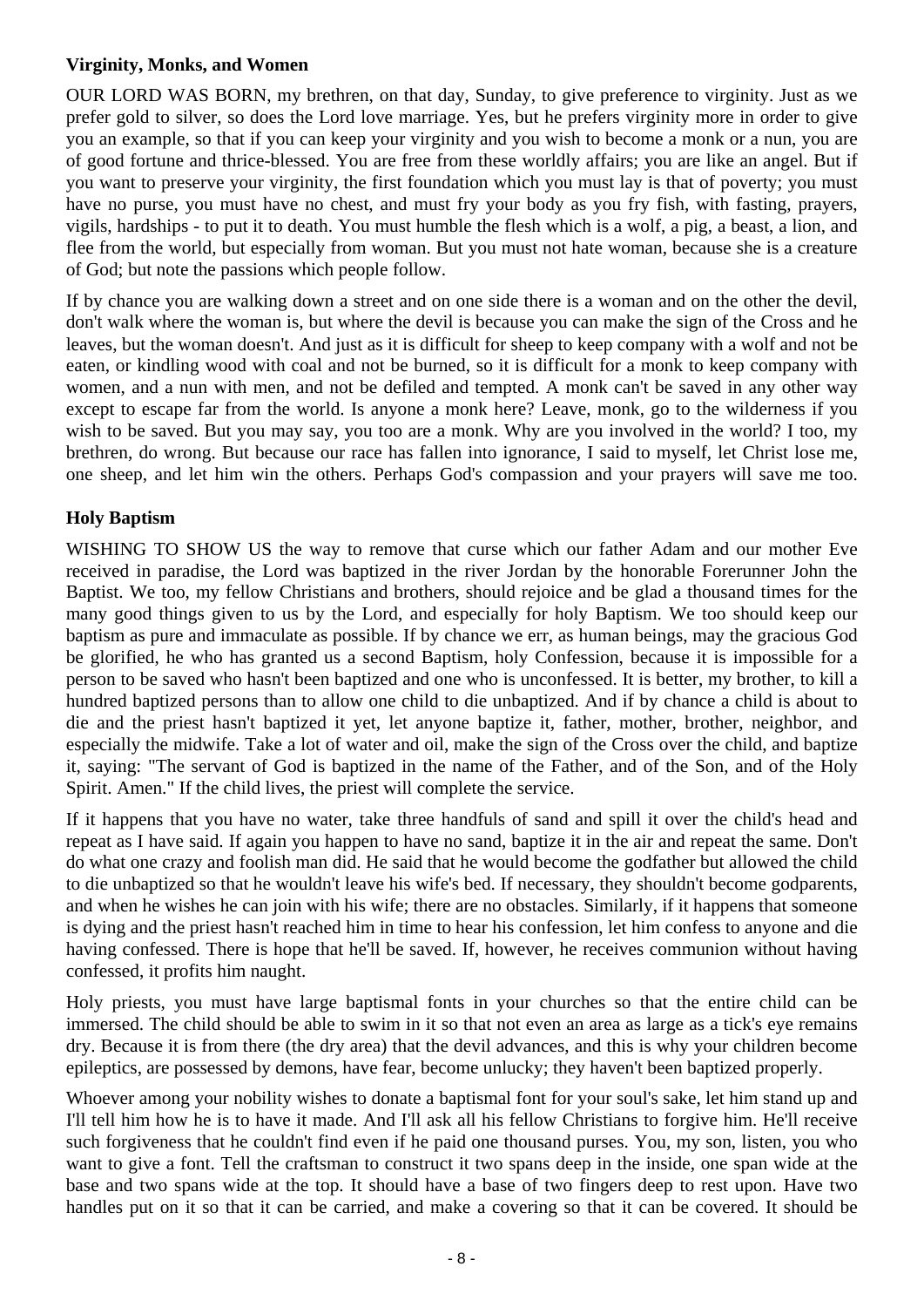**Virginity, Monks, and Women**

OUR LORD WAS BORN, my brethren, on that day, Sunday, to give preference to virginity. Just as we prefer gold to silver, so does the Lord love marriage. Yes, but he prefers virginity more in order to give you an example, so that if you can keep your virginity and you wish to become a monk or a nun, you are of good fortune and thrice-blessed. You are free from these worldly affairs; you are like an angel. But if you want to preserve your virginity, the first foundation which you must lay is that of poverty; you must have no purse, you must have no chest, and must fry your body as you fry fish, with fasting, prayers, vigils, hardships - to put it to death. You must humble the flesh which is a wolf, a pig, a beast, a lion, and flee from the world, but especially from woman. But you must not hate woman, because she is a creature of God; but note the passions which people follow.

If by chance you are walking down a street and on one side there is a woman and on the other the devil, don't walk where the woman is, but where the devil is because you can make the sign of the Cross and he leaves, but the woman doesn't. And just as it is difficult for sheep to keep company with a wolf and not be eaten, or kindling wood with coal and not be burned, so it is difficult for a monk to keep company with women, and a nun with men, and not be defiled and tempted. A monk can't be saved in any other way except to escape far from the world. Is anyone a monk here? Leave, monk, go to the wilderness if you wish to be saved. But you may say, you too are a monk. Why are you involved in the world? I too, my brethren, do wrong. But because our race has fallen into ignorance, I said to myself, let Christ lose me, one sheep, and let him win the others. Perhaps God's compassion and your prayers will save me too.

**Holy Baptism**

WISHING TO SHOW US the way to remove that curse which our father Adam and our mother Eve received in paradise, the Lord was baptized in the river Jordan by the honorable Forerunner John the Baptist. We too, my fellow Christians and brothers, should rejoice and be glad a thousand times for the many good things given to us by the Lord, and especially for holy Baptism. We too should keep our baptism as pure and immaculate as possible. If by chance we err, as human beings, may the gracious God be glorified, he who has granted us a second Baptism, holy Confession, because it is impossible for a person to be saved who hasn't been baptized and one who is unconfessed. It is better, my brother, to kill a hundred baptized persons than to allow one child to die unbaptized. And if by chance a child is about to die and the priest hasn't baptized it yet, let anyone baptize it, father, mother, brother, neighbor, and especially the midwife. Take a lot of water and oil, make the sign of the Cross over the child, and baptize it, saying: "The servant of God is baptized in the name of the Father, and of the Son, and of the Holy Spirit. Amen." If the child lives, the priest will complete the service.

If it happens that you have no water, take three handfuls of sand and spill it over the child's head and repeat as I have said. If again you happen to have no sand, baptize it in the air and repeat the same. Don't do what one crazy and foolish man did. He said that he would become the godfather but allowed the child to die unbaptized so that he wouldn't leave his wife's bed. If necessary, they shouldn't become godparents, and when he wishes he can join with his wife; there are no obstacles. Similarly, if it happens that someone is dying and the priest hasn't reached him in time to hear his confession, let him confess to anyone and die having confessed. There is hope that he'll be saved. If, however, he receives communion without having confessed, it profits him naught.

Holy priests, you must have large baptismal fonts in your churches so that the entire child can be immersed. The child should be able to swim in it so that not even an area as large as a tick's eye remains dry. Because it is from there (the dry area) that the devil advances, and this is why your children become epileptics, are possessed by demons, have fear, become unlucky; they haven't been baptized properly.

Whoever among your nobility wishes to donate a baptismal font for your soul's sake, let him stand up and I'll tell him how he is to have it made. And I'll ask all his fellow Christians to forgive him. He'll receive such forgiveness that he couldn't find even if he paid one thousand purses. You, my son, listen, you who want to give a font. Tell the craftsman to construct it two spans deep in the inside, one span wide at the base and two spans wide at the top. It should have a base of two fingers deep to rest upon. Have two handles put on it so that it can be carried, and make a covering so that it can be covered. It should be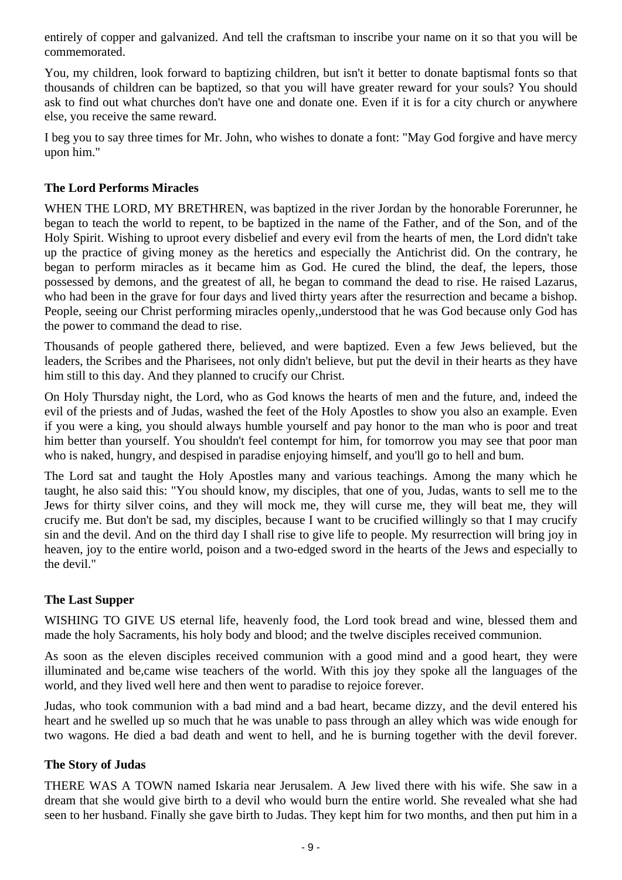entirely of copper and galvanized. And tell the craftsman to inscribe your name on it so that you will be commemorated.

You, my children, look forward to baptizing children, but isn't it better to donate baptismal fonts so that thousands of children can be baptized, so that you will have greater reward for your souls? You should ask to find out what churches don't have one and donate one. Even if it is for a city church or anywhere else, you receive the same reward.

I beg you to say three times for Mr. John, who wishes to donate a font: "May God forgive and have mercy upon him."

**The Lord Performs Miracles**

WHEN THE LORD, MY BRETHREN, was baptized in the river Jordan by the honorable Forerunner, he began to teach the world to repent, to be baptized in the name of the Father, and of the Son, and of the Holy Spirit. Wishing to uproot every disbelief and every evil from the hearts of men, the Lord didn't take up the practice of giving money as the heretics and especially the Antichrist did. On the contrary, he began to perform miracles as it became him as God. He cured the blind, the deaf, the lepers, those possessed by demons, and the greatest of all, he began to command the dead to rise. He raised Lazarus, who had been in the grave for four days and lived thirty years after the resurrection and became a bishop. People, seeing our Christ performing miracles openly,,understood that he was God because only God has the power to command the dead to rise.

Thousands of people gathered there, believed, and were baptized. Even a few Jews believed, but the leaders, the Scribes and the Pharisees, not only didn't believe, but put the devil in their hearts as they have him still to this day. And they planned to crucify our Christ.

On Holy Thursday night, the Lord, who as God knows the hearts of men and the future, and, indeed the evil of the priests and of Judas, washed the feet of the Holy Apostles to show you also an example. Even if you were a king, you should always humble yourself and pay honor to the man who is poor and treat him better than yourself. You shouldn't feel contempt for him, for tomorrow you may see that poor man who is naked, hungry, and despised in paradise enjoying himself, and you'll go to hell and bum.

The Lord sat and taught the Holy Apostles many and various teachings. Among the many which he taught, he also said this: "You should know, my disciples, that one of you, Judas, wants to sell me to the Jews for thirty silver coins, and they will mock me, they will curse me, they will beat me, they will crucify me. But don't be sad, my disciples, because I want to be crucified willingly so that I may crucify sin and the devil. And on the third day I shall rise to give life to people. My resurrection will bring joy in heaven, joy to the entire world, poison and a two-edged sword in the hearts of the Jews and especially to the devil."

**The Last Supper**

WISHING TO GIVE US eternal life, heavenly food, the Lord took bread and wine, blessed them and made the holy Sacraments, his holy body and blood; and the twelve disciples received communion.

As soon as the eleven disciples received communion with a good mind and a good heart, they were illuminated and be,came wise teachers of the world. With this joy they spoke all the languages of the world, and they lived well here and then went to paradise to rejoice forever.

Judas, who took communion with a bad mind and a bad heart, became dizzy, and the devil entered his heart and he swelled up so much that he was unable to pass through an alley which was wide enough for two wagons. He died a bad death and went to hell, and he is burning together with the devil forever.

**The Story of Judas**

THERE WAS A TOWN named Iskaria near Jerusalem. A Jew lived there with his wife. She saw in a dream that she would give birth to a devil who would burn the entire world. She revealed what she had seen to her husband. Finally she gave birth to Judas. They kept him for two months, and then put him in a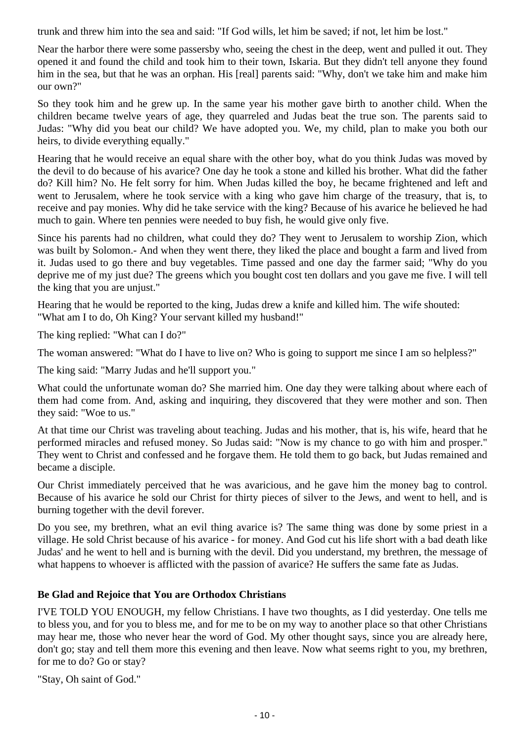trunk and threw him into the sea and said: "If God wills, let him be saved; if not, let him be lost."

Near the harbor there were some passersby who, seeing the chest in the deep, went and pulled it out. They opened it and found the child and took him to their town, Iskaria. But they didn't tell anyone they found him in the sea, but that he was an orphan. His [real] parents said: "Why, don't we take him and make him our own?"

So they took him and he grew up. In the same year his mother gave birth to another child. When the children became twelve years of age, they quarreled and Judas beat the true son. The parents said to Judas: "Why did you beat our child? We have adopted you. We, my child, plan to make you both our heirs, to divide everything equally."

Hearing that he would receive an equal share with the other boy, what do you think Judas was moved by the devil to do because of his avarice? One day he took a stone and killed his brother. What did the father do? Kill him? No. He felt sorry for him. When Judas killed the boy, he became frightened and left and went to Jerusalem, where he took service with a king who gave him charge of the treasury, that is, to receive and pay monies. Why did he take service with the king? Because of his avarice he believed he had much to gain. Where ten pennies were needed to buy fish, he would give only five.

Since his parents had no children, what could they do? They went to Jerusalem to worship Zion, which was built by Solomon.- And when they went there, they liked the place and bought a farm and lived from it. Judas used to go there and buy vegetables. Time passed and one day the farmer said; "Why do you deprive me of my just due? The greens which you bought cost ten dollars and you gave me five. I will tell the king that you are unjust."

Hearing that he would be reported to the king, Judas drew a knife and killed him. The wife shouted: "What am I to do, Oh King? Your servant killed my husband!"

The king replied: "What can I do?"

The woman answered: "What do I have to live on? Who is going to support me since I am so helpless?"

The king said: "Marry Judas and he'll support you."

What could the unfortunate woman do? She married him. One day they were talking about where each of them had come from. And, asking and inquiring, they discovered that they were mother and son. Then they said: "Woe to us."

At that time our Christ was traveling about teaching. Judas and his mother, that is, his wife, heard that he performed miracles and refused money. So Judas said: "Now is my chance to go with him and prosper." They went to Christ and confessed and he forgave them. He told them to go back, but Judas remained and became a disciple.

Our Christ immediately perceived that he was avaricious, and he gave him the money bag to control. Because of his avarice he sold our Christ for thirty pieces of silver to the Jews, and went to hell, and is burning together with the devil forever.

Do you see, my brethren, what an evil thing avarice is? The same thing was done by some priest in a village. He sold Christ because of his avarice - for money. And God cut his life short with a bad death like Judas' and he went to hell and is burning with the devil. Did you understand, my brethren, the message of what happens to whoever is afflicted with the passion of avarice? He suffers the same fate as Judas.

### Be Glad and Rejoice that You are Orthodox Christians

I'VE TOLD YOU ENOUGH, my fellow Christians. I have two thoughts, as I did yesterday. One tells me to bless you, and for you to bless me, and for me to be on my way to another place so that other Christians may hear me, those who never hear the word of God. My other thought says, since you are already here, don't go; stay and tell them more this evening and then leave. Now what seems right to you, my brethren, for me to do? Go or stay?

"Stay, Oh saint of God."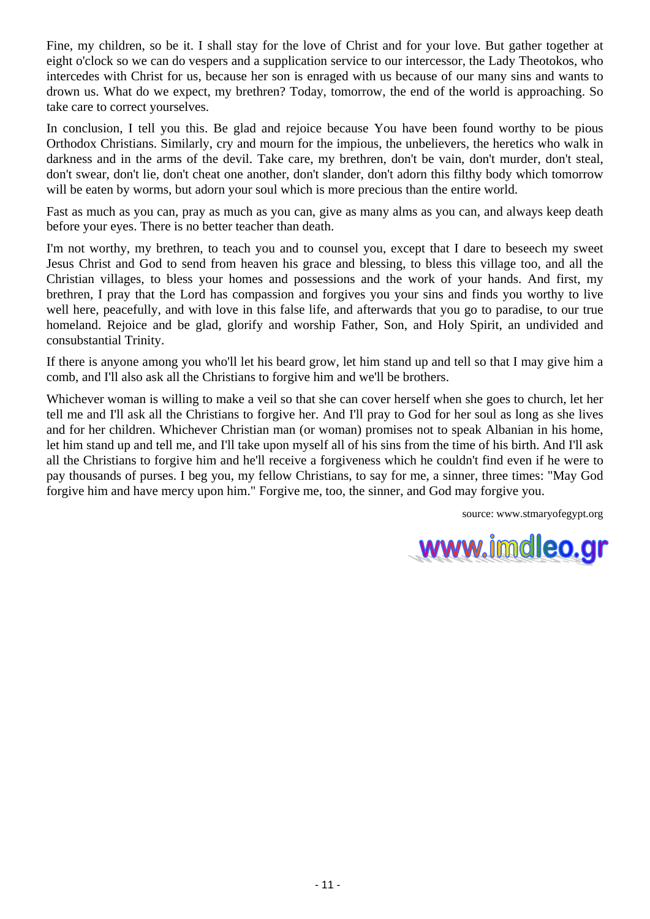Fine, my children, so be it. I shall stay for the love of Christ and for your love. But gather together at eight o'clock so we can do vespers and a supplication service to our intercessor, the Lady Theotokos, who intercedes with Christ for us, because her son is enraged with us because of our many sins and wants to drown us. What do we expect, my brethren? Today, tomorrow, the end of the world is approaching. So take care to correct yourselves.

In conclusion, I tell you this. Be glad and rejoice because You have been found worthy to be pious Orthodox Christians. Similarly, cry and mourn for the impious, the unbelievers, the heretics who walk in darkness and in the arms of the devil. Take care, my brethren, don't be vain, don't murder, don't steal, don't swear, don't lie, don't cheat one another, don't slander, don't adorn this filthy body which tomorrow will be eaten by worms, but adorn your soul which is more precious than the entire world.

Fast as much as you can, pray as much as you can, give as many alms as you can, and always keep death before your eyes. There is no better teacher than death.

I'm not worthy, my brethren, to teach you and to counsel you, except that I dare to beseech my sweet Jesus Christ and God to send from heaven his grace and blessing, to bless this village too, and all the Christian villages, to bless your homes and possessions and the work of your hands. And first, my brethren, I pray that the Lord has compassion and forgives you your sins and finds you worthy to live well here, peacefully, and with love in this false life, and afterwards that you go to paradise, to our true homeland. Rejoice and be glad, glorify and worship Father, Son, and Holy Spirit, an undivided and consubstantial Trinity.

If there is anyone among you who'll let his beard grow, let him stand up and tell so that I may give him a comb, and I'll also ask all the Christians to forgive him and we'll be brothers.

Whichever woman is willing to make a veil so that she can cover herself when she goes to church, let her tell me and I'll ask all the Christians to forgive her. And I'll pray to God for her soul as long as she lives and for her children. Whichever Christian man (or woman) promises not to speak Albanian in his home, let him stand up and tell me, and I'll take upon myself all of his sins from the time of his birth. And I'll ask all the Christians to forgive him and he'll receive a forgiveness which he couldn't find even if he were to pay thousands of purses. I beg you, my fellow Christians, to say for me, a sinner, three times: "May God forgive him and have mercy upon him." Forgive me, too, the sinner, and God may forgive you.

source: www.stmaryofegypt.org

www.imdleo.gr